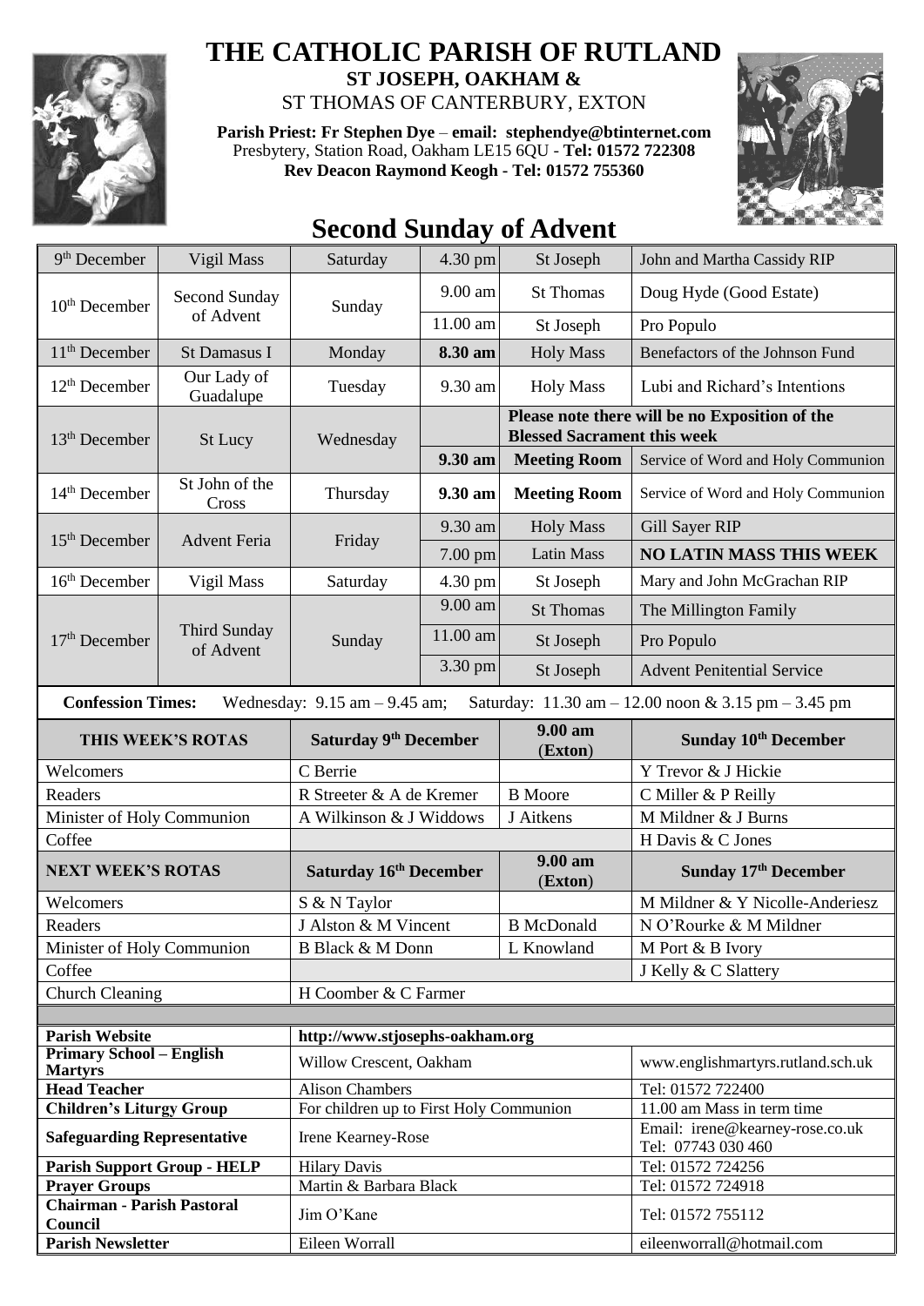# THE CATHOLIC PARISH OF RUTLAND

**ST JOSEPH, OAKHAM &**

ST THOMAS OF CANTERBURY, EXTON

**Parish Priest: Fr Stephen Dye** – **email: stephendye@btinternet.com**
Presbytery, Station Road, Oakham LE15 6QU - **Tel: 01572 722308**
**Rev Deacon Raymond Keogh - Tel: 01572 755360**

## Second Sunday of Advent

| | | | | | |
|---|---|---|---|---|---|
| 9th December | Vigil Mass | Saturday | 4.30 pm | St Joseph | John and Martha Cassidy RIP |
| 10th December | Second Sunday of Advent | Sunday | 9.00 am | St Thomas | Doug Hyde (Good Estate) |
| | | | 11.00 am | St Joseph | Pro Populo |
| 11th December | St Damasus I | Monday | **8.30 am** | Holy Mass | Benefactors of the Johnson Fund |
| 12th December | Our Lady of Guadalupe | Tuesday | 9.30 am | Holy Mass | Lubi and Richard's Intentions |
| 13th December | St Lucy | Wednesday | | **Please note there will be no Exposition of the Blessed Sacrament this week** | |
| | | | **9.30 am** | **Meeting Room** | Service of Word and Holy Communion |
| 14th December | St John of the Cross | Thursday | **9.30 am** | **Meeting Room** | Service of Word and Holy Communion |
| 15th December | Advent Feria | Friday | 9.30 am | Holy Mass | Gill Sayer RIP |
| | | | 7.00 pm | Latin Mass | **NO LATIN MASS THIS WEEK** |
| 16th December | Vigil Mass | Saturday | 4.30 pm | St Joseph | Mary and John McGrachan RIP |
| 17th December | Third Sunday of Advent | Sunday | 9.00 am | St Thomas | The Millington Family |
| | | | 11.00 am | St Joseph | Pro Populo |
| | | | 3.30 pm | St Joseph | Advent Penitential Service |

**Confession Times:** Wednesday: 9.15 am – 9.45 am; Saturday: 11.30 am – 12.00 noon & 3.15 pm – 3.45 pm

| THIS WEEK'S ROTAS | Saturday 9th December | 9.00 am (Exton) | Sunday 10th December |
|---|---|---|---|
| Welcomers | C Berrie | | Y Trevor & J Hickie |
| Readers | R Streeter & A de Kremer | B Moore | C Miller & P Reilly |
| Minister of Holy Communion | A Wilkinson & J Widdows | J Aitkens | M Mildner & J Burns |
| Coffee | | | H Davis & C Jones |
| **NEXT WEEK'S ROTAS** | **Saturday 16th December** | **9.00 am (Exton)** | **Sunday 17th December** |
| Welcomers | S & N Taylor | | M Mildner & Y Nicolle-Anderiesz |
| Readers | J Alston & M Vincent | B McDonald | N O'Rourke & M Mildner |
| Minister of Holy Communion | B Black & M Donn | L Knowland | M Port & B Ivory |
| Coffee | | | J Kelly & C Slattery |
| Church Cleaning | H Coomber & C Farmer | | |

| | | |
|---|---|---|
| **Parish Website** | http://www.stjosephs-oakham.org | |
| **Primary School – English Martyrs** | Willow Crescent, Oakham | www.englishmartyrs.rutland.sch.uk |
| **Head Teacher** | Alison Chambers | Tel: 01572 722400 |
| **Children's Liturgy Group** | For children up to First Holy Communion | 11.00 am Mass in term time |
| **Safeguarding Representative** | Irene Kearney-Rose | Email: irene@kearney-rose.co.uk Tel: 07743 030 460 |
| **Parish Support Group - HELP** | Hilary Davis | Tel: 01572 724256 |
| **Prayer Groups** | Martin & Barbara Black | Tel: 01572 724918 |
| **Chairman - Parish Pastoral Council** | Jim O'Kane | Tel: 01572 755112 |
| **Parish Newsletter** | Eileen Worrall | eileenworrall@hotmail.com |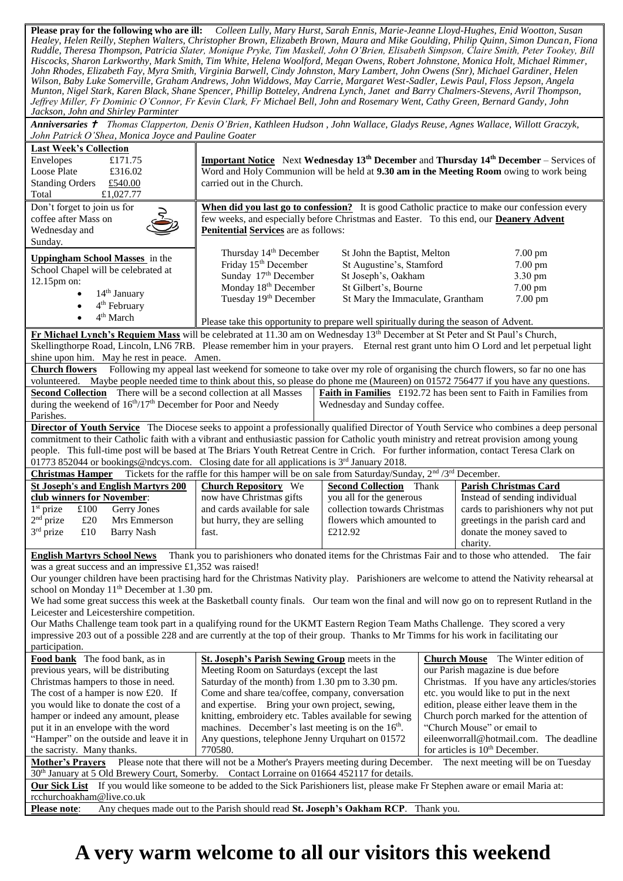**Please pray for the following who are ill:** *Colleen Lully, Mary Hurst, Sarah Ennis, Marie-Jeanne Lloyd-Hughes, Enid Wootton, Susan Healey, Helen Reilly, Stephen Walters, Christopher Brown, Elizabeth Brown, Maura and Mike Goulding, Philip Quinn, Simon Duncan, Fiona Ruddle, Theresa Thompson, Patricia Slater, Monique Pryke, Tim Maskell, John O'Brien, Elisabeth Simpson, Claire Smith, Peter Tookey, Bill Hiscocks, Sharon Larkworthy, Mark Smith, Tim White, Helena Woolford, Megan Owens, Robert Johnstone, Monica Holt, Michael Rimmer, John Rhodes, Elizabeth Fay, Myra Smith, Virginia Barwell, Cindy Johnston, Mary Lambert, John Owens (Snr), Michael Gardiner, Helen Wilson, Baby Luke Somerville, Graham Andrews, John Widdows, May Carrie, Margaret West-Sadler, Lewis Paul, Floss Jepson, Angela Munton, Nigel Stark, Karen Black, Shane Spencer, Phillip Botteley, Andrena Lynch, Janet and Barry Chalmers-Stevens, Avril Thompson, Jeffrey Miller, Fr Dominic O'Connor, Fr Kevin Clark, Fr Michael Bell, John and Rosemary Went, Cathy Green, Bernard Gandy, John Jackson, John and Shirley Parminter*

***Anniversaries*** ✝ *Thomas Clapperton, Denis O'Brien, Kathleen Hudson , John Wallace, Gladys Reuse, Agnes Wallace, Willott Graczyk, John Patrick O'Shea, Monica Joyce and Pauline Goater*

**Last Week's Collection**

| | |
|---|---|
| Envelopes | £171.75 |
| Loose Plate | £316.02 |
| Standing Orders | £540.00 |
| Total | £1,027.77 |

**Important Notice** Next **Wednesday 13th December** and **Thursday 14th December** – Services of Word and Holy Communion will be held at **9.30 am in the Meeting Room** owing to work being carried out in the Church.

Don't forget to join us for coffee after Mass on Wednesday and Sunday.

**When did you last go to confession?** It is good Catholic practice to make our confession every few weeks, and especially before Christmas and Easter. To this end, our **Deanery Advent Penitential Services** are as follows:

| | | |
|---|---|---|
| Thursday 14th December | St John the Baptist, Melton | 7.00 pm |
| Friday 15th December | St Augustine's, Stamford | 7.00 pm |
| Sunday 17th December | St Joseph's, Oakham | 3.30 pm |
| Monday 18th December | St Gilbert's, Bourne | 7.00 pm |
| Tuesday 19th December | St Mary the Immaculate, Grantham | 7.00 pm |

Please take this opportunity to prepare well spiritually during the season of Advent.

**Uppingham School Masses** in the School Chapel will be celebrated at 12.15pm on:

- 14th January
- 4th February
- 4th March

**Fr Michael Lynch's Requiem Mass** will be celebrated at 11.30 am on Wednesday 13th December at St Peter and St Paul's Church, Skellingthorpe Road, Lincoln, LN6 7RB. Please remember him in your prayers. Eternal rest grant unto him O Lord and let perpetual light shine upon him. May he rest in peace. Amen.

**Church flowers** Following my appeal last weekend for someone to take over my role of organising the church flowers, so far no one has volunteered. Maybe people needed time to think about this, so please do phone me (Maureen) on 01572 756477 if you have any questions.

**Second Collection** There will be a second collection at all Masses during the weekend of 16th/17th December for Poor and Needy Parishes.

**Faith in Families** £192.72 has been sent to Faith in Families from Wednesday and Sunday coffee.

**Director of Youth Service** The Diocese seeks to appoint a professionally qualified Director of Youth Service who combines a deep personal commitment to their Catholic faith with a vibrant and enthusiastic passion for Catholic youth ministry and retreat provision among young people. This full-time post will be based at The Briars Youth Retreat Centre in Crich. For further information, contact Teresa Clark on 01773 852044 or bookings@ndcys.com. Closing date for all applications is 3rd January 2018.

**Christmas Hamper** Tickets for the raffle for this hamper will be on sale from Saturday/Sunday, 2nd /3rd December.

**St Joseph's and English Martyrs 200 club winners for November**:

| | | |
|---|---|---|
| 1st prize | £100 | Gerry Jones |
| 2nd prize | £20 | Mrs Emmerson |
| 3rd prize | £10 | Barry Nash |

**Church Repository** We now have Christmas gifts and cards available for sale but hurry, they are selling fast.

**Second Collection** Thank you all for the generous collection towards Christmas flowers which amounted to £212.92

**Parish Christmas Card** Instead of sending individual cards to parishioners why not put greetings in the parish card and donate the money saved to charity.

**English Martyrs School News** Thank you to parishioners who donated items for the Christmas Fair and to those who attended. The fair was a great success and an impressive £1,352 was raised!

Our younger children have been practising hard for the Christmas Nativity play. Parishioners are welcome to attend the Nativity rehearsal at school on Monday 11th December at 1.30 pm.

We had some great success this week at the Basketball county finals. Our team won the final and will now go on to represent Rutland in the Leicester and Leicestershire competition.

Our Maths Challenge team took part in a qualifying round for the UKMT Eastern Region Team Maths Challenge. They scored a very impressive 203 out of a possible 228 and are currently at the top of their group. Thanks to Mr Timms for his work in facilitating our participation.

**Food bank** The food bank, as in previous years, will be distributing Christmas hampers to those in need. The cost of a hamper is now £20. If you would like to donate the cost of a hamper or indeed any amount, please put it in an envelope with the word "Hamper" on the outside and leave it in the sacristy. Many thanks.

**St. Joseph's Parish Sewing Group** meets in the Meeting Room on Saturdays (except the last Saturday of the month) from 1.30 pm to 3.30 pm. Come and share tea/coffee, company, conversation and expertise. Bring your own project, sewing, knitting, embroidery etc. Tables available for sewing machines. December's last meeting is on the 16th. Any questions, telephone Jenny Urquhart on 01572 770580.

**Church Mouse** The Winter edition of our Parish magazine is due before Christmas. If you have any articles/stories etc. you would like to put in the next edition, please either leave them in the Church porch marked for the attention of "Church Mouse" or email to eileenworrall@hotmail.com. The deadline for articles is 10th December.

**Mother's Prayers** Please note that there will not be a Mother's Prayers meeting during December. The next meeting will be on Tuesday 30th January at 5 Old Brewery Court, Somerby. Contact Lorraine on 01664 452117 for details.

**Our Sick List** If you would like someone to be added to the Sick Parishioners list, please make Fr Stephen aware or email Maria at: rcchurchoakham@live.co.uk

**Please note**: Any cheques made out to the Parish should read **St. Joseph's Oakham RCP**. Thank you.

# A very warm welcome to all our visitors this weekend